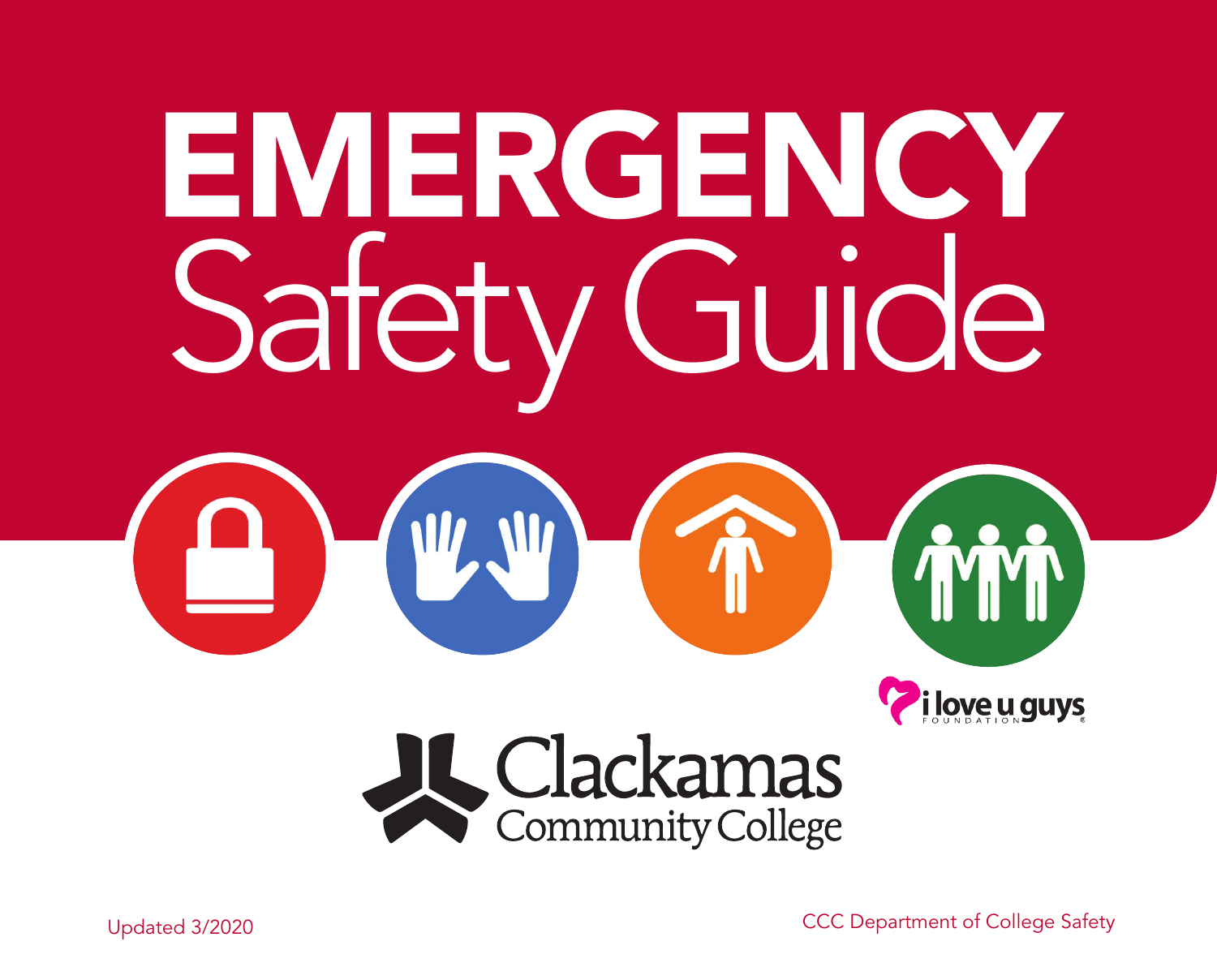# EMERGENCY Safety Guide

i love u guys FOUNDATION

Clackamas Community College

Updated 3/2020

CCC Department of College Safety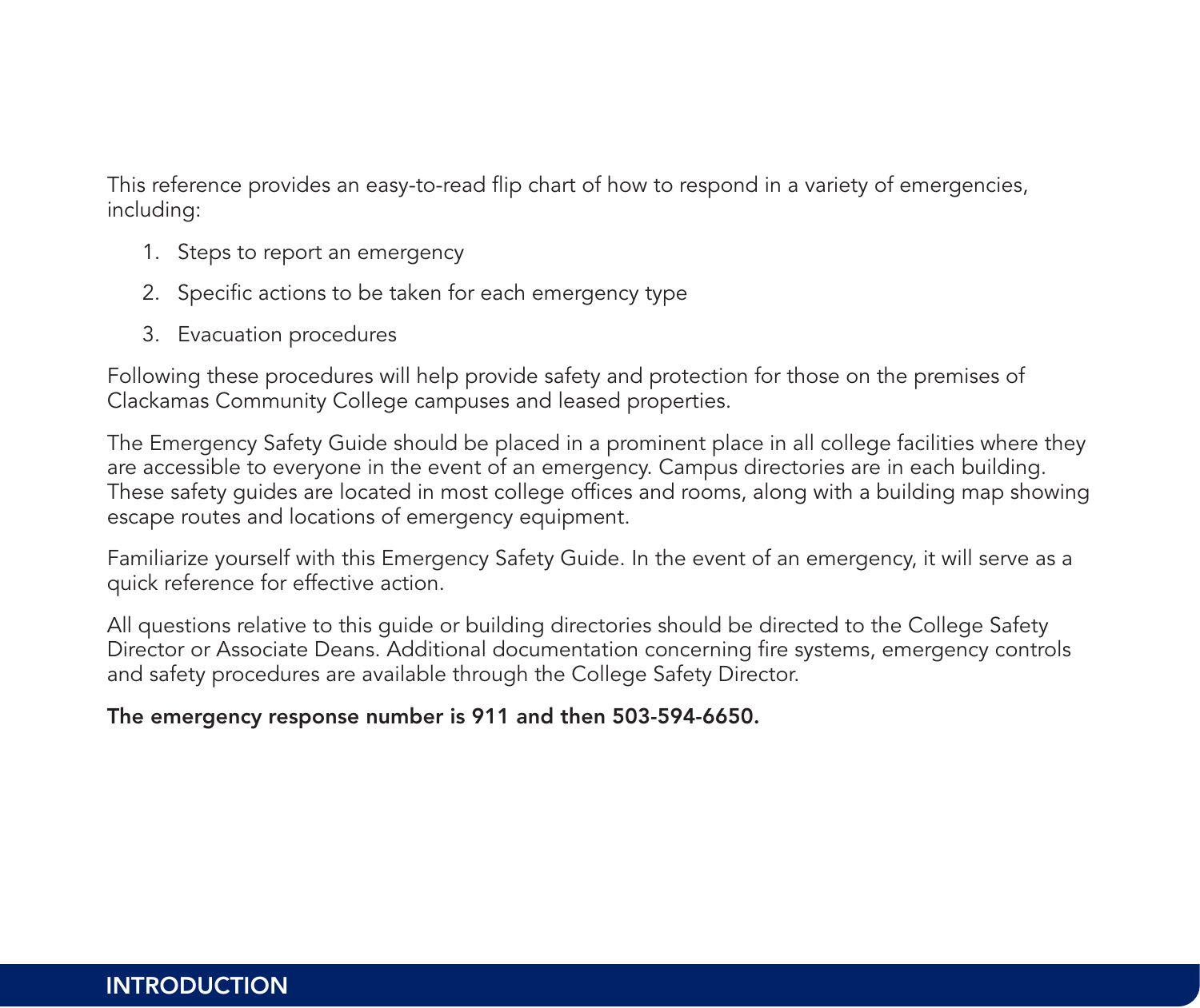## INTRODUCTION

This reference provides an easy-to-read flip chart of how to respond in a variety of emergencies, including:

1. Steps to report an emergency
2. Specific actions to be taken for each emergency type
3. Evacuation procedures

Following these procedures will help provide safety and protection for those on the premises of Clackamas Community College campuses and leased properties.

The Emergency Safety Guide should be placed in a prominent place in all college facilities where they are accessible to everyone in the event of an emergency. Campus directories are in each building. These safety guides are located in most college offices and rooms, along with a building map showing escape routes and locations of emergency equipment.

Familiarize yourself with this Emergency Safety Guide. In the event of an emergency, it will serve as a quick reference for effective action.

All questions relative to this guide or building directories should be directed to the College Safety Director or Associate Deans. Additional documentation concerning fire systems, emergency controls and safety procedures are available through the College Safety Director.

**The emergency response number is 911 and then 503-594-6650.**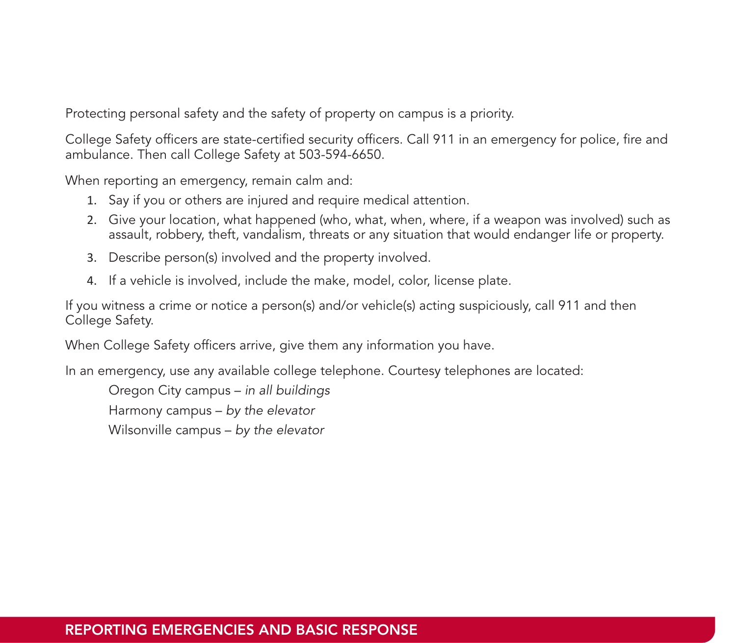Protecting personal safety and the safety of property on campus is a priority.

College Safety officers are state-certified security officers. Call 911 in an emergency for police, fire and ambulance. Then call College Safety at 503-594-6650.

When reporting an emergency, remain calm and:

1. Say if you or others are injured and require medical attention.
2. Give your location, what happened (who, what, when, where, if a weapon was involved) such as assault, robbery, theft, vandalism, threats or any situation that would endanger life or property.
3. Describe person(s) involved and the property involved.
4. If a vehicle is involved, include the make, model, color, license plate.

If you witness a crime or notice a person(s) and/or vehicle(s) acting suspiciously, call 911 and then College Safety.

When College Safety officers arrive, give them any information you have.

In an emergency, use any available college telephone. Courtesy telephones are located:

Oregon City campus – *in all buildings*

Harmony campus – *by the elevator*

Wilsonville campus – *by the elevator*

## REPORTING EMERGENCIES AND BASIC RESPONSE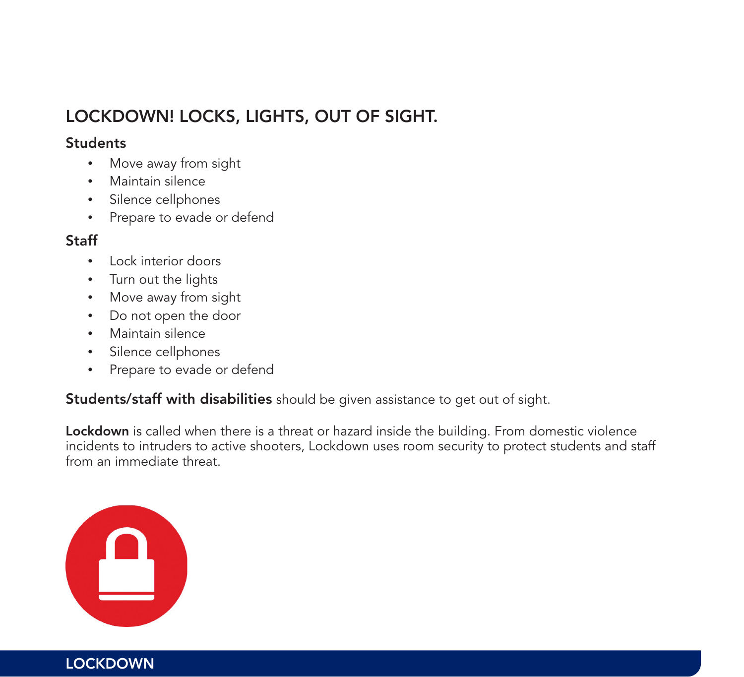## LOCKDOWN! LOCKS, LIGHTS, OUT OF SIGHT.

### Students

- Move away from sight
- Maintain silence
- Silence cellphones
- Prepare to evade or defend

### Staff

- Lock interior doors
- Turn out the lights
- Move away from sight
- Do not open the door
- Maintain silence
- Silence cellphones
- Prepare to evade or defend

**Students/staff with disabilities** should be given assistance to get out of sight.

**Lockdown** is called when there is a threat or hazard inside the building. From domestic violence incidents to intruders to active shooters, Lockdown uses room security to protect students and staff from an immediate threat.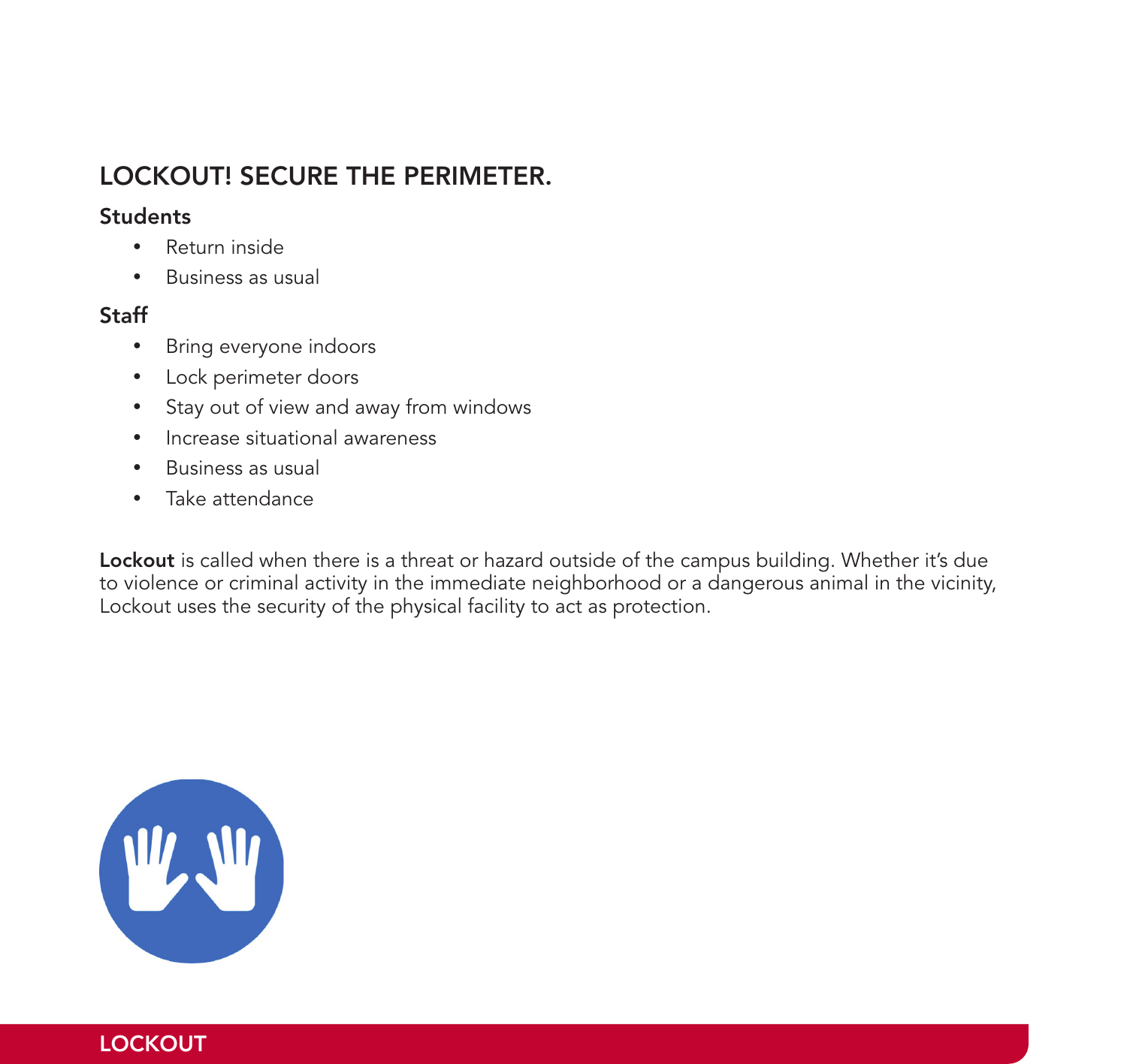## LOCKOUT! SECURE THE PERIMETER.

### Students

- Return inside
- Business as usual

### Staff

- Bring everyone indoors
- Lock perimeter doors
- Stay out of view and away from windows
- Increase situational awareness
- Business as usual
- Take attendance

**Lockout** is called when there is a threat or hazard outside of the campus building. Whether it's due to violence or criminal activity in the immediate neighborhood or a dangerous animal in the vicinity, Lockout uses the security of the physical facility to act as protection.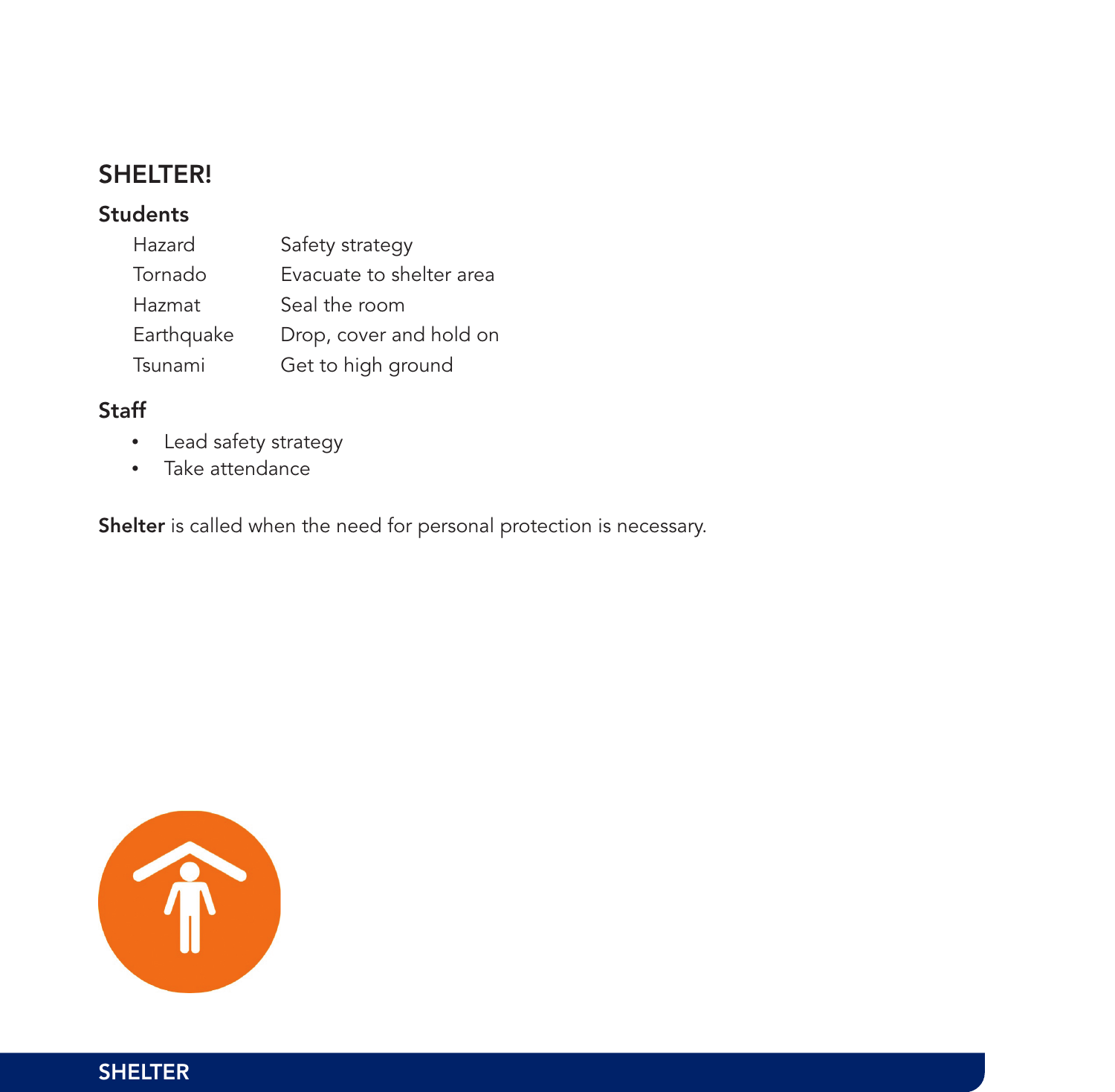## SHELTER!

### Students

| Hazard | Safety strategy |
|---|---|
| Tornado | Evacuate to shelter area |
| Hazmat | Seal the room |
| Earthquake | Drop, cover and hold on |
| Tsunami | Get to high ground |

### Staff

- Lead safety strategy
- Take attendance

**Shelter** is called when the need for personal protection is necessary.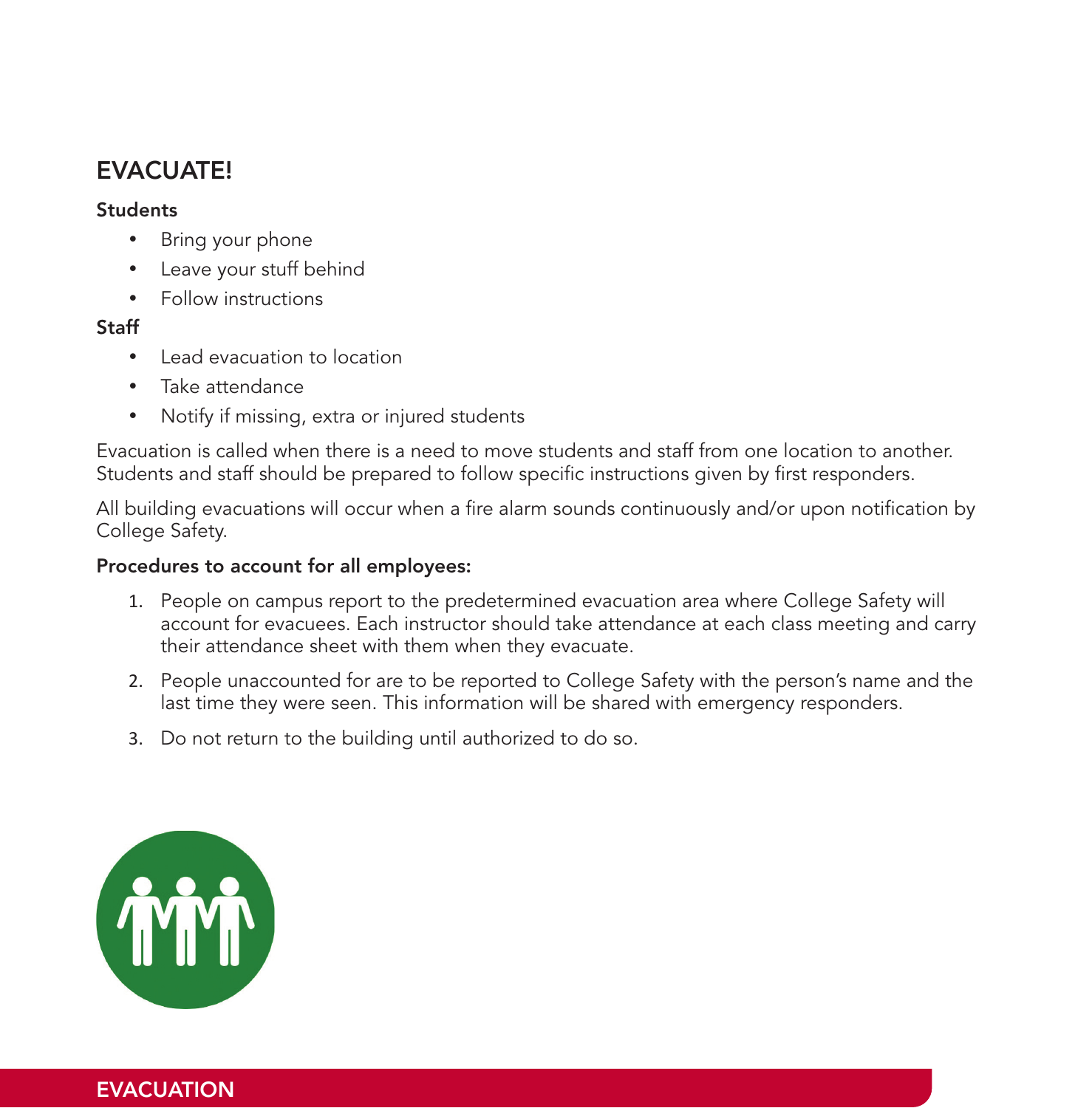# EVACUATE!

**Students**

- Bring your phone
- Leave your stuff behind
- Follow instructions

**Staff**

- Lead evacuation to location
- Take attendance
- Notify if missing, extra or injured students

Evacuation is called when there is a need to move students and staff from one location to another. Students and staff should be prepared to follow specific instructions given by first responders.

All building evacuations will occur when a fire alarm sounds continuously and/or upon notification by College Safety.

**Procedures to account for all employees:**

1. People on campus report to the predetermined evacuation area where College Safety will account for evacuees. Each instructor should take attendance at each class meeting and carry their attendance sheet with them when they evacuate.
2. People unaccounted for are to be reported to College Safety with the person's name and the last time they were seen. This information will be shared with emergency responders.
3. Do not return to the building until authorized to do so.

**EVACUATION**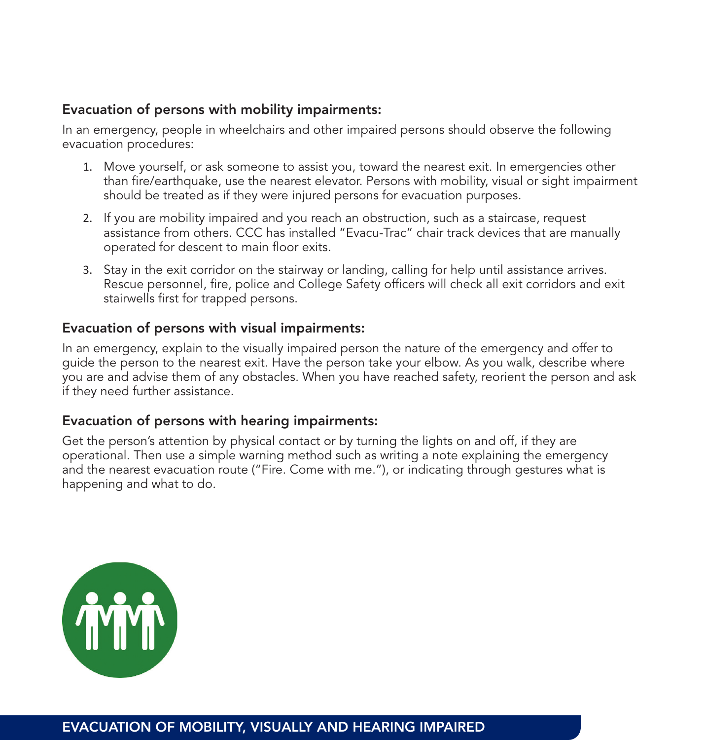### Evacuation of persons with mobility impairments:

In an emergency, people in wheelchairs and other impaired persons should observe the following evacuation procedures:

1. Move yourself, or ask someone to assist you, toward the nearest exit. In emergencies other than fire/earthquake, use the nearest elevator. Persons with mobility, visual or sight impairment should be treated as if they were injured persons for evacuation purposes.
2. If you are mobility impaired and you reach an obstruction, such as a staircase, request assistance from others. CCC has installed "Evacu-Trac" chair track devices that are manually operated for descent to main floor exits.
3. Stay in the exit corridor on the stairway or landing, calling for help until assistance arrives. Rescue personnel, fire, police and College Safety officers will check all exit corridors and exit stairwells first for trapped persons.

### Evacuation of persons with visual impairments:

In an emergency, explain to the visually impaired person the nature of the emergency and offer to guide the person to the nearest exit. Have the person take your elbow. As you walk, describe where you are and advise them of any obstacles. When you have reached safety, reorient the person and ask if they need further assistance.

### Evacuation of persons with hearing impairments:

Get the person's attention by physical contact or by turning the lights on and off, if they are operational. Then use a simple warning method such as writing a note explaining the emergency and the nearest evacuation route ("Fire. Come with me."), or indicating through gestures what is happening and what to do.

## EVACUATION OF MOBILITY, VISUALLY AND HEARING IMPAIRED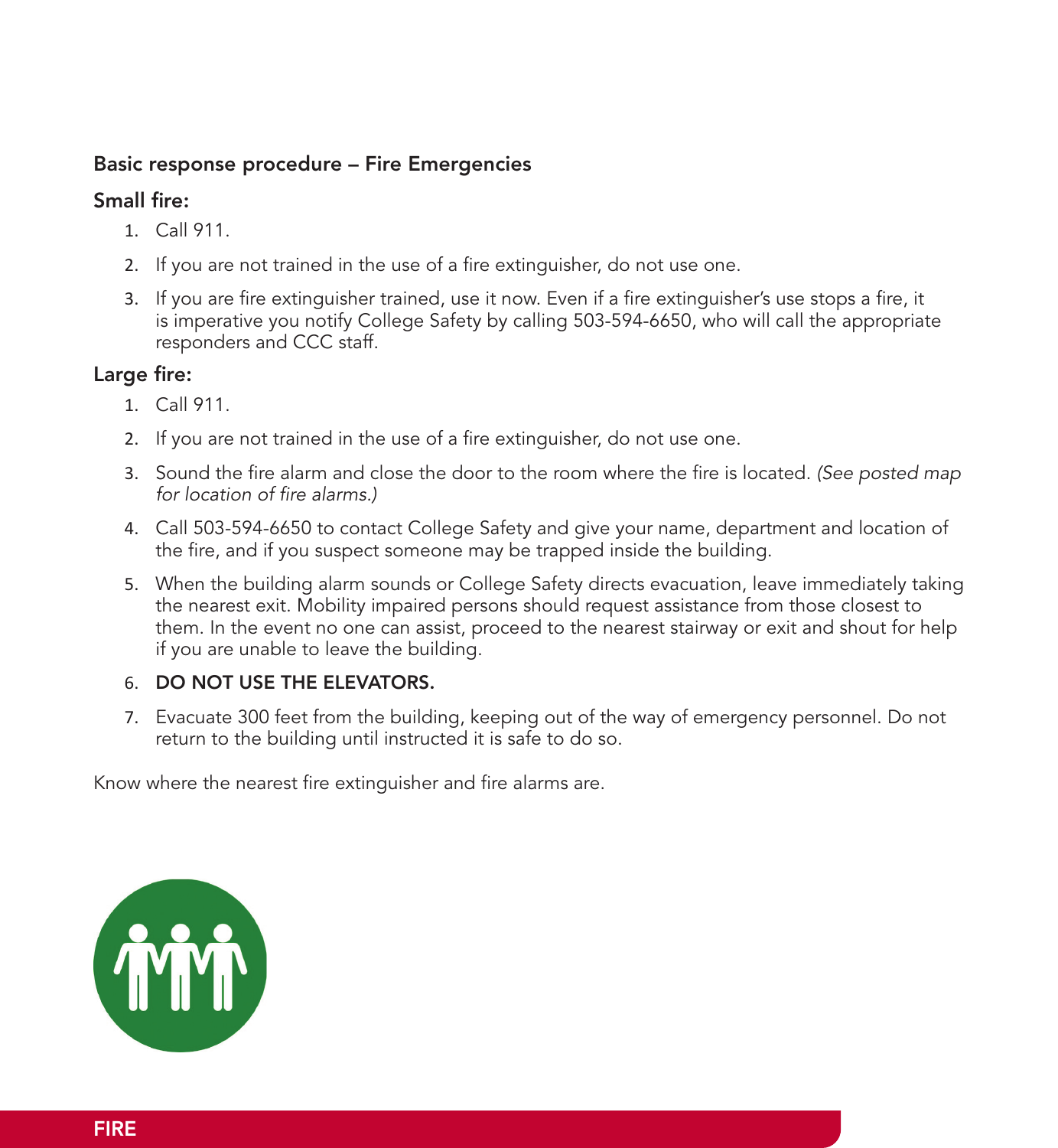## Basic response procedure – Fire Emergencies

### Small fire:

1. Call 911.
2. If you are not trained in the use of a fire extinguisher, do not use one.
3. If you are fire extinguisher trained, use it now. Even if a fire extinguisher's use stops a fire, it is imperative you notify College Safety by calling 503-594-6650, who will call the appropriate responders and CCC staff.

### Large fire:

1. Call 911.
2. If you are not trained in the use of a fire extinguisher, do not use one.
3. Sound the fire alarm and close the door to the room where the fire is located. *(See posted map for location of fire alarms.)*
4. Call 503-594-6650 to contact College Safety and give your name, department and location of the fire, and if you suspect someone may be trapped inside the building.
5. When the building alarm sounds or College Safety directs evacuation, leave immediately taking the nearest exit. Mobility impaired persons should request assistance from those closest to them. In the event no one can assist, proceed to the nearest stairway or exit and shout for help if you are unable to leave the building.
6. **DO NOT USE THE ELEVATORS.**
7. Evacuate 300 feet from the building, keeping out of the way of emergency personnel. Do not return to the building until instructed it is safe to do so.

Know where the nearest fire extinguisher and fire alarms are.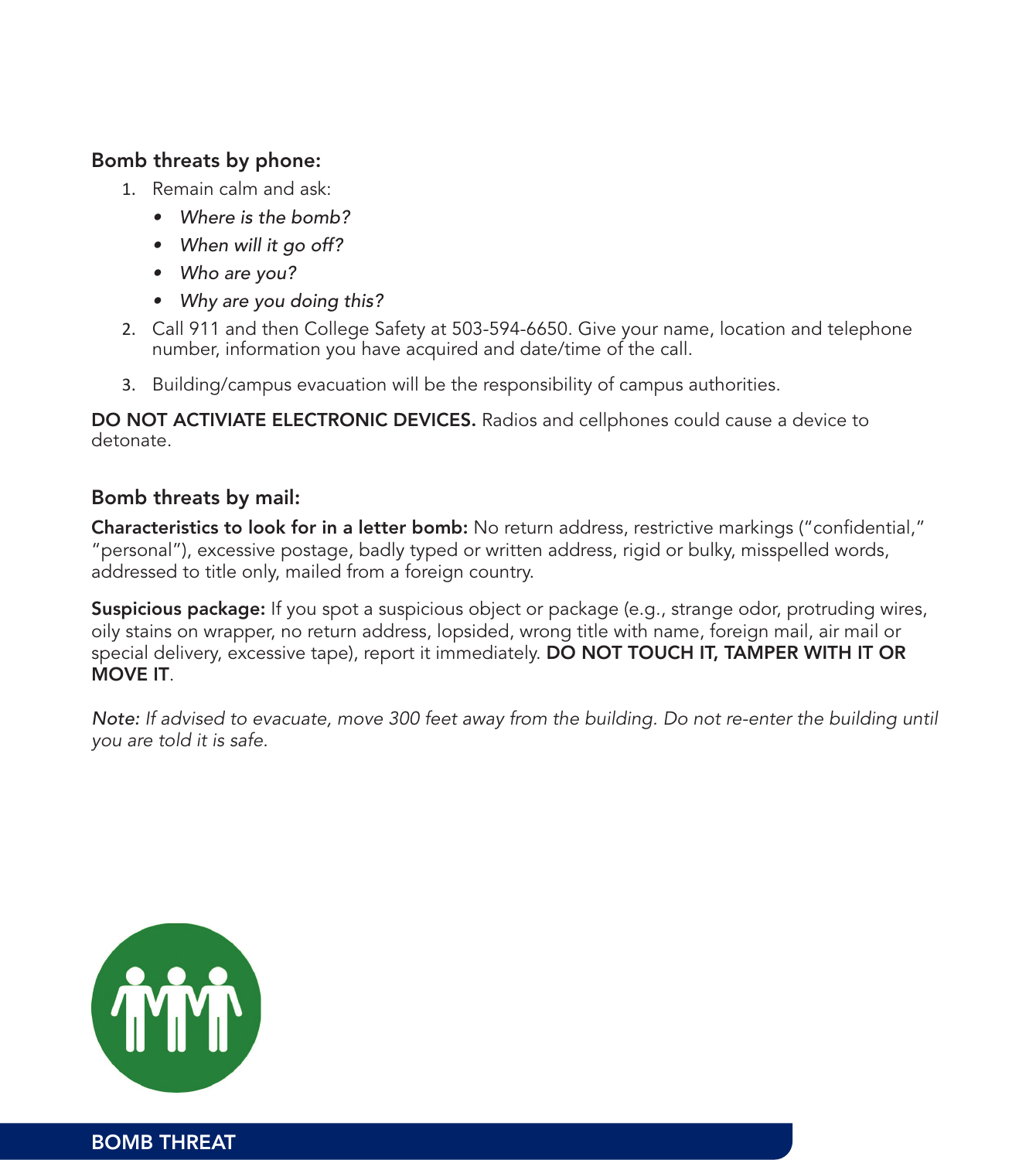### Bomb threats by phone:

1. Remain calm and ask:
   - *Where is the bomb?*
   - *When will it go off?*
   - *Who are you?*
   - *Why are you doing this?*
2. Call 911 and then College Safety at 503-594-6650. Give your name, location and telephone number, information you have acquired and date/time of the call.
3. Building/campus evacuation will be the responsibility of campus authorities.

**DO NOT ACTIVIATE ELECTRONIC DEVICES.** Radios and cellphones could cause a device to detonate.

### Bomb threats by mail:

**Characteristics to look for in a letter bomb:** No return address, restrictive markings ("confidential," "personal"), excessive postage, badly typed or written address, rigid or bulky, misspelled words, addressed to title only, mailed from a foreign country.

**Suspicious package:** If you spot a suspicious object or package (e.g., strange odor, protruding wires, oily stains on wrapper, no return address, lopsided, wrong title with name, foreign mail, air mail or special delivery, excessive tape), report it immediately. **DO NOT TOUCH IT, TAMPER WITH IT OR MOVE IT**.

*Note: If advised to evacuate, move 300 feet away from the building. Do not re-enter the building until you are told it is safe.*

**BOMB THREAT**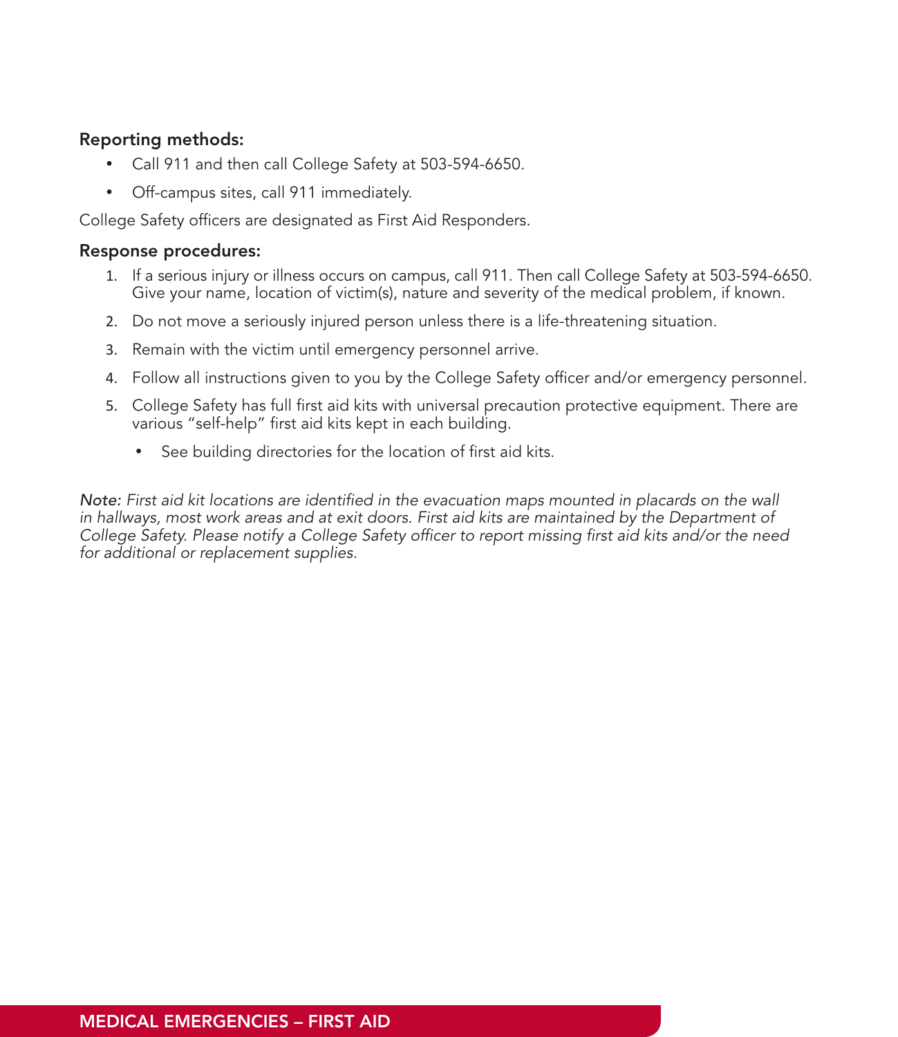**Reporting methods:**

- Call 911 and then call College Safety at 503-594-6650.
- Off-campus sites, call 911 immediately.

College Safety officers are designated as First Aid Responders.

**Response procedures:**

1. If a serious injury or illness occurs on campus, call 911. Then call College Safety at 503-594-6650. Give your name, location of victim(s), nature and severity of the medical problem, if known.
2. Do not move a seriously injured person unless there is a life-threatening situation.
3. Remain with the victim until emergency personnel arrive.
4. Follow all instructions given to you by the College Safety officer and/or emergency personnel.
5. College Safety has full first aid kits with universal precaution protective equipment. There are various "self-help" first aid kits kept in each building.
   - See building directories for the location of first aid kits.

*Note: First aid kit locations are identified in the evacuation maps mounted in placards on the wall in hallways, most work areas and at exit doors. First aid kits are maintained by the Department of College Safety. Please notify a College Safety officer to report missing first aid kits and/or the need for additional or replacement supplies.*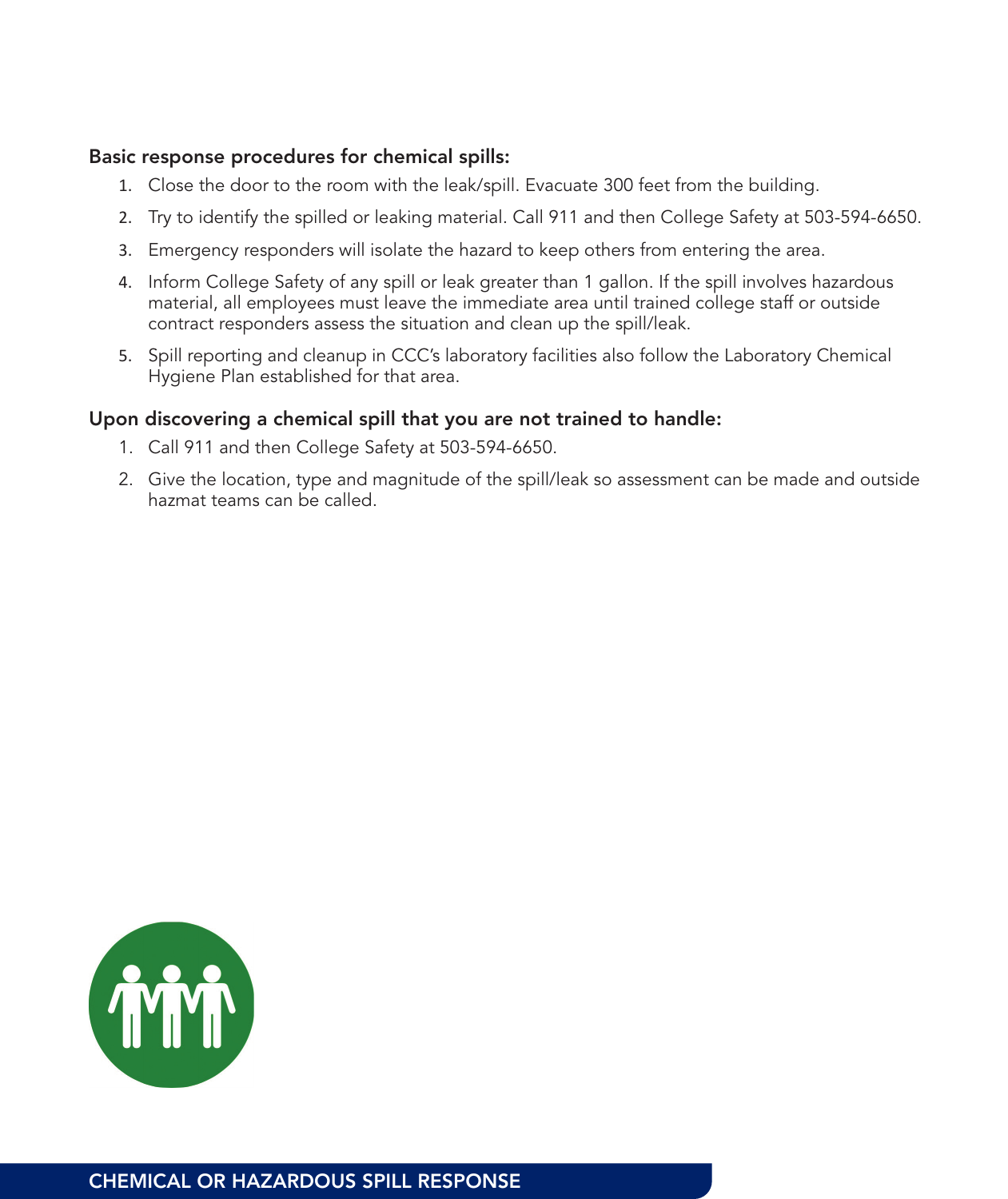**Basic response procedures for chemical spills:**

1. Close the door to the room with the leak/spill. Evacuate 300 feet from the building.
2. Try to identify the spilled or leaking material. Call 911 and then College Safety at 503-594-6650.
3. Emergency responders will isolate the hazard to keep others from entering the area.
4. Inform College Safety of any spill or leak greater than 1 gallon. If the spill involves hazardous material, all employees must leave the immediate area until trained college staff or outside contract responders assess the situation and clean up the spill/leak.
5. Spill reporting and cleanup in CCC's laboratory facilities also follow the Laboratory Chemical Hygiene Plan established for that area.

**Upon discovering a chemical spill that you are not trained to handle:**

1. Call 911 and then College Safety at 503-594-6650.
2. Give the location, type and magnitude of the spill/leak so assessment can be made and outside hazmat teams can be called.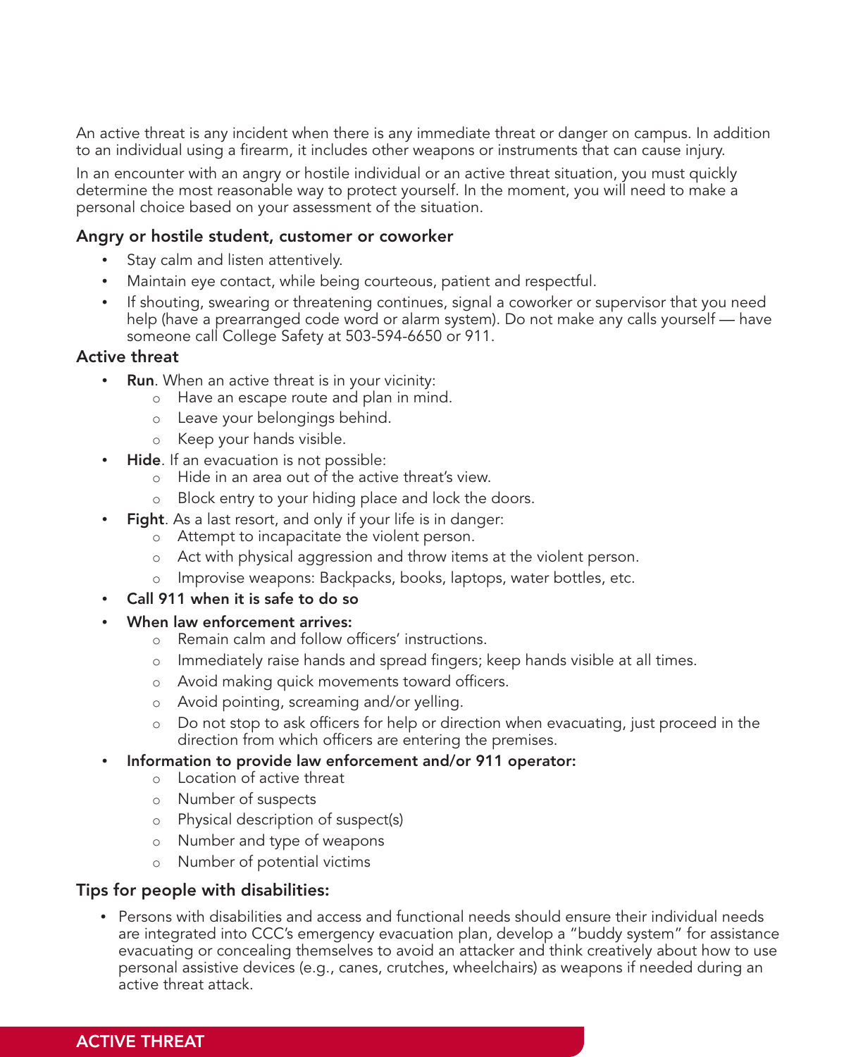An active threat is any incident when there is any immediate threat or danger on campus. In addition to an individual using a firearm, it includes other weapons or instruments that can cause injury.

In an encounter with an angry or hostile individual or an active threat situation, you must quickly determine the most reasonable way to protect yourself. In the moment, you will need to make a personal choice based on your assessment of the situation.

### Angry or hostile student, customer or coworker

- Stay calm and listen attentively.
- Maintain eye contact, while being courteous, patient and respectful.
- If shouting, swearing or threatening continues, signal a coworker or supervisor that you need help (have a prearranged code word or alarm system). Do not make any calls yourself — have someone call College Safety at 503-594-6650 or 911.

### Active threat

- **Run**. When an active threat is in your vicinity:
  - Have an escape route and plan in mind.
  - Leave your belongings behind.
  - Keep your hands visible.
- **Hide**. If an evacuation is not possible:
  - Hide in an area out of the active threat's view.
  - Block entry to your hiding place and lock the doors.
- **Fight**. As a last resort, and only if your life is in danger:
  - Attempt to incapacitate the violent person.
  - Act with physical aggression and throw items at the violent person.
  - Improvise weapons: Backpacks, books, laptops, water bottles, etc.
- **Call 911 when it is safe to do so**
- **When law enforcement arrives:**
  - Remain calm and follow officers' instructions.
  - Immediately raise hands and spread fingers; keep hands visible at all times.
  - Avoid making quick movements toward officers.
  - Avoid pointing, screaming and/or yelling.
  - Do not stop to ask officers for help or direction when evacuating, just proceed in the direction from which officers are entering the premises.
- **Information to provide law enforcement and/or 911 operator:**
  - Location of active threat
  - Number of suspects
  - Physical description of suspect(s)
  - Number and type of weapons
  - Number of potential victims

### Tips for people with disabilities:

- Persons with disabilities and access and functional needs should ensure their individual needs are integrated into CCC's emergency evacuation plan, develop a "buddy system" for assistance evacuating or concealing themselves to avoid an attacker and think creatively about how to use personal assistive devices (e.g., canes, crutches, wheelchairs) as weapons if needed during an active threat attack.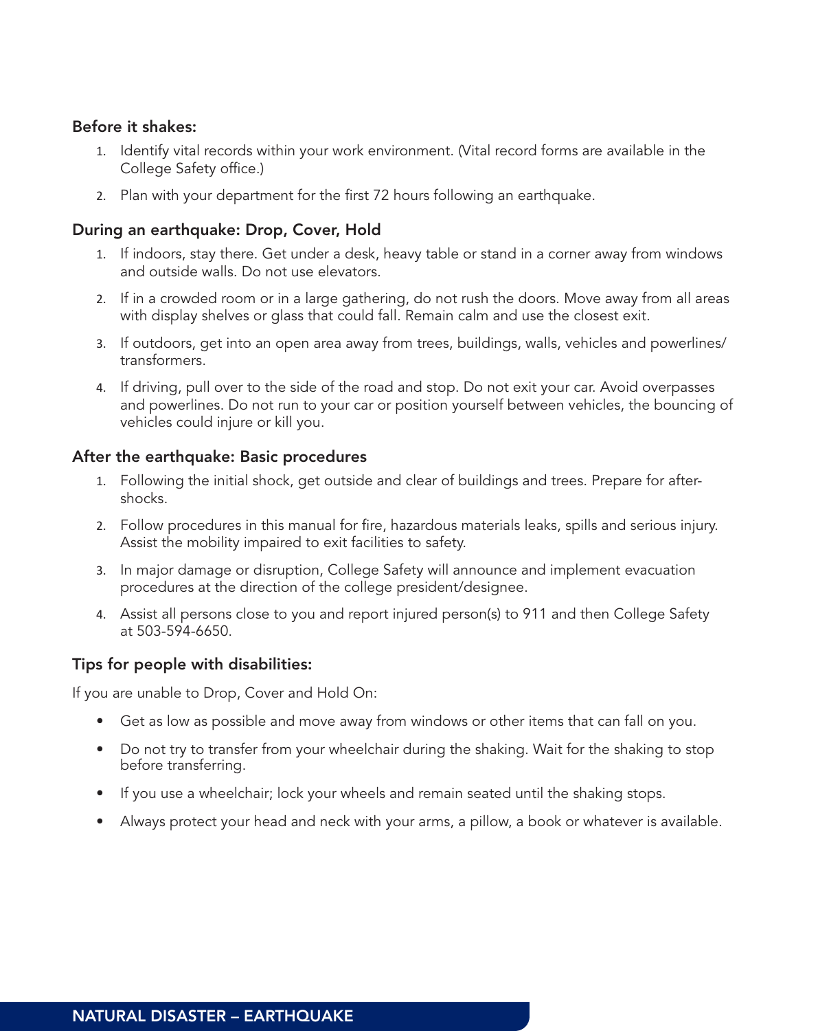### Before it shakes:

1. Identify vital records within your work environment. (Vital record forms are available in the College Safety office.)
2. Plan with your department for the first 72 hours following an earthquake.

### During an earthquake: Drop, Cover, Hold

1. If indoors, stay there. Get under a desk, heavy table or stand in a corner away from windows and outside walls. Do not use elevators.
2. If in a crowded room or in a large gathering, do not rush the doors. Move away from all areas with display shelves or glass that could fall. Remain calm and use the closest exit.
3. If outdoors, get into an open area away from trees, buildings, walls, vehicles and powerlines/transformers.
4. If driving, pull over to the side of the road and stop. Do not exit your car. Avoid overpasses and powerlines. Do not run to your car or position yourself between vehicles, the bouncing of vehicles could injure or kill you.

### After the earthquake: Basic procedures

1. Following the initial shock, get outside and clear of buildings and trees. Prepare for aftershocks.
2. Follow procedures in this manual for fire, hazardous materials leaks, spills and serious injury. Assist the mobility impaired to exit facilities to safety.
3. In major damage or disruption, College Safety will announce and implement evacuation procedures at the direction of the college president/designee.
4. Assist all persons close to you and report injured person(s) to 911 and then College Safety at 503-594-6650.

### Tips for people with disabilities:

If you are unable to Drop, Cover and Hold On:

- Get as low as possible and move away from windows or other items that can fall on you.
- Do not try to transfer from your wheelchair during the shaking. Wait for the shaking to stop before transferring.
- If you use a wheelchair; lock your wheels and remain seated until the shaking stops.
- Always protect your head and neck with your arms, a pillow, a book or whatever is available.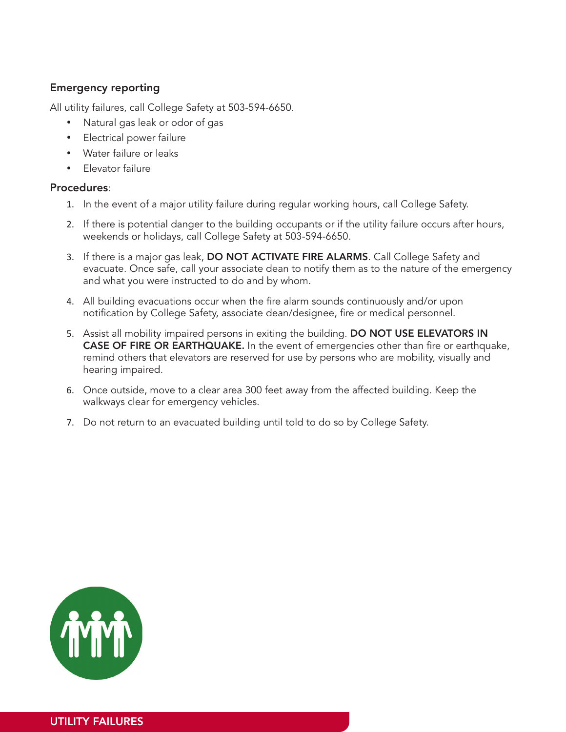## Emergency reporting

All utility failures, call College Safety at 503-594-6650.

- Natural gas leak or odor of gas
- Electrical power failure
- Water failure or leaks
- Elevator failure

**Procedures**:

1. In the event of a major utility failure during regular working hours, call College Safety.
2. If there is potential danger to the building occupants or if the utility failure occurs after hours, weekends or holidays, call College Safety at 503-594-6650.
3. If there is a major gas leak, **DO NOT ACTIVATE FIRE ALARMS**. Call College Safety and evacuate. Once safe, call your associate dean to notify them as to the nature of the emergency and what you were instructed to do and by whom.
4. All building evacuations occur when the fire alarm sounds continuously and/or upon notification by College Safety, associate dean/designee, fire or medical personnel.
5. Assist all mobility impaired persons in exiting the building. **DO NOT USE ELEVATORS IN CASE OF FIRE OR EARTHQUAKE.** In the event of emergencies other than fire or earthquake, remind others that elevators are reserved for use by persons who are mobility, visually and hearing impaired.
6. Once outside, move to a clear area 300 feet away from the affected building. Keep the walkways clear for emergency vehicles.
7. Do not return to an evacuated building until told to do so by College Safety.